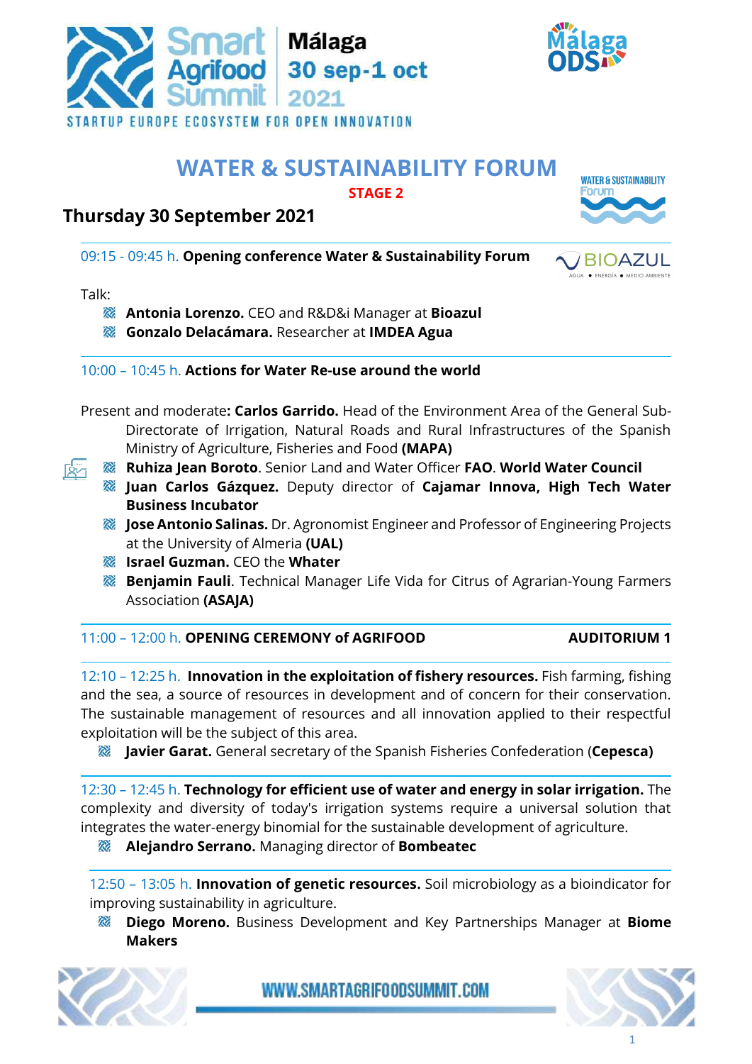Smart Agrifood Summit

Málaga 30 sep-1 oct 2021

STARTUP EUROPE ECOSYSTEM FOR OPEN INNOVATION

# WATER & SUSTAINABILITY FORUM

**STAGE 2**

## Thursday 30 September 2021

09:15 - 09:45 h. **Opening conference Water & Sustainability Forum**

Talk:

- **Antonia Lorenzo.** CEO and R&D&i Manager at **Bioazul**
- **Gonzalo Delacámara.** Researcher at **IMDEA Agua**

10:00 – 10:45 h. **Actions for Water Re-use around the world**

Present and moderate**: Carlos Garrido.** Head of the Environment Area of the General Sub-Directorate of Irrigation, Natural Roads and Rural Infrastructures of the Spanish Ministry of Agriculture, Fisheries and Food **(MAPA)**

- **Ruhiza Jean Boroto**. Senior Land and Water Officer **FAO**. **World Water Council**
- **Juan Carlos Gázquez.** Deputy director of **Cajamar Innova, High Tech Water Business Incubator**
- **Jose Antonio Salinas.** Dr. Agronomist Engineer and Professor of Engineering Projects at the University of Almeria **(UAL)**
- **Israel Guzman.** CEO the **Whater**
- **Benjamin Fauli**. Technical Manager Life Vida for Citrus of Agrarian-Young Farmers Association **(ASAJA)**

11:00 – 12:00 h. **OPENING CEREMONY of AGRIFOOD** **AUDITORIUM 1**

12:10 – 12:25 h. **Innovation in the exploitation of fishery resources.** Fish farming, fishing and the sea, a source of resources in development and of concern for their conservation. The sustainable management of resources and all innovation applied to their respectful exploitation will be the subject of this area.

- **Javier Garat.** General secretary of the Spanish Fisheries Confederation (**Cepesca)**

12:30 – 12:45 h. **Technology for efficient use of water and energy in solar irrigation.** The complexity and diversity of today's irrigation systems require a universal solution that integrates the water-energy binomial for the sustainable development of agriculture.

- **Alejandro Serrano.** Managing director of **Bombeatec**

12:50 – 13:05 h. **Innovation of genetic resources.** Soil microbiology as a bioindicator for improving sustainability in agriculture.

- **Diego Moreno.** Business Development and Key Partnerships Manager at **Biome Makers**

WWW.SMARTAGRIFOODSUMMIT.COM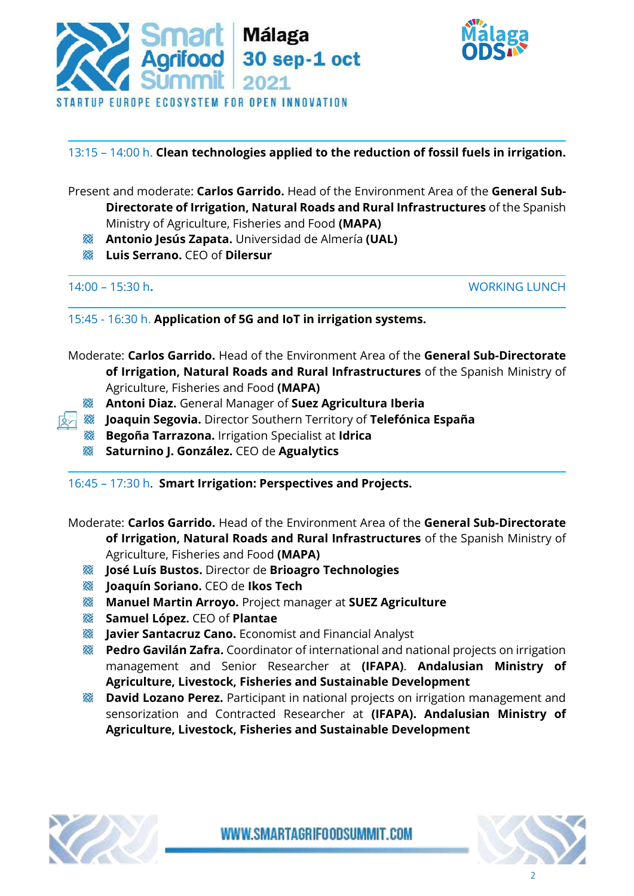13:15 – 14:00 h. **Clean technologies applied to the reduction of fossil fuels in irrigation.**

Present and moderate: **Carlos Garrido.** Head of the Environment Area of the **General Sub-Directorate of Irrigation, Natural Roads and Rural Infrastructures** of the Spanish Ministry of Agriculture, Fisheries and Food **(MAPA)**

- **Antonio Jesús Zapata.** Universidad de Almería **(UAL)**
- **Luis Serrano.** CEO of **Dilersur**

14:00 – 15:30 h**.** WORKING LUNCH

15:45 - 16:30 h. **Application of 5G and IoT in irrigation systems.**

Moderate: **Carlos Garrido.** Head of the Environment Area of the **General Sub-Directorate of Irrigation, Natural Roads and Rural Infrastructures** of the Spanish Ministry of Agriculture, Fisheries and Food **(MAPA)**

- **Antoni Diaz.** General Manager of **Suez Agricultura Iberia**
- **Joaquin Segovia.** Director Southern Territory of **Telefónica España**
- **Begoña Tarrazona.** Irrigation Specialist at **Idrica**
- **Saturnino J. González.** CEO de **Agualytics**

16:45 – 17:30 h. **Smart Irrigation: Perspectives and Projects.**

Moderate: **Carlos Garrido.** Head of the Environment Area of the **General Sub-Directorate of Irrigation, Natural Roads and Rural Infrastructures** of the Spanish Ministry of Agriculture, Fisheries and Food **(MAPA)**

- **José Luís Bustos.** Director de **Brioagro Technologies**
- **Joaquín Soriano.** CEO de **Ikos Tech**
- **Manuel Martin Arroyo.** Project manager at **SUEZ Agriculture**
- **Samuel López.** CEO of **Plantae**
- **Javier Santacruz Cano.** Economist and Financial Analyst
- **Pedro Gavilán Zafra.** Coordinator of international and national projects on irrigation management and Senior Researcher at **(IFAPA)**. **Andalusian Ministry of Agriculture, Livestock, Fisheries and Sustainable Development**
- **David Lozano Perez.** Participant in national projects on irrigation management and sensorization and Contracted Researcher at **(IFAPA). Andalusian Ministry of Agriculture, Livestock, Fisheries and Sustainable Development**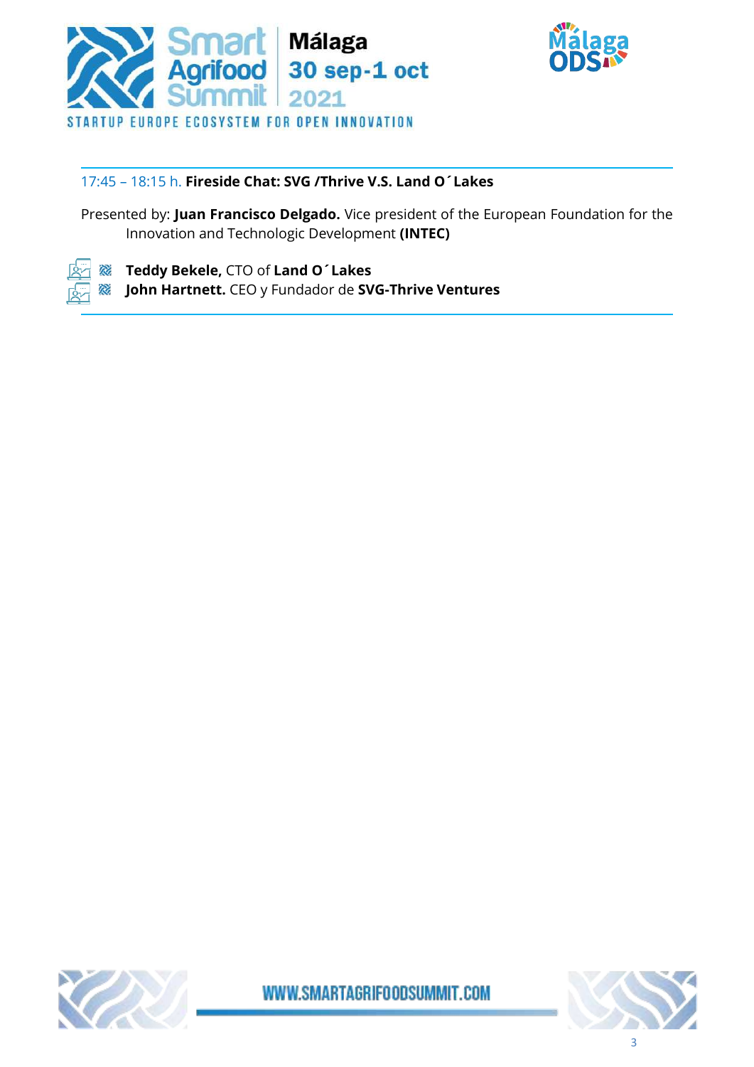17:45 – 18:15 h. **Fireside Chat: SVG /Thrive V.S. Land O´Lakes**

Presented by: **Juan Francisco Delgado.** Vice president of the European Foundation for the Innovation and Technologic Development **(INTEC)**

- **Teddy Bekele,** CTO of **Land O´Lakes**
- **John Hartnett.** CEO y Fundador de **SVG-Thrive Ventures**